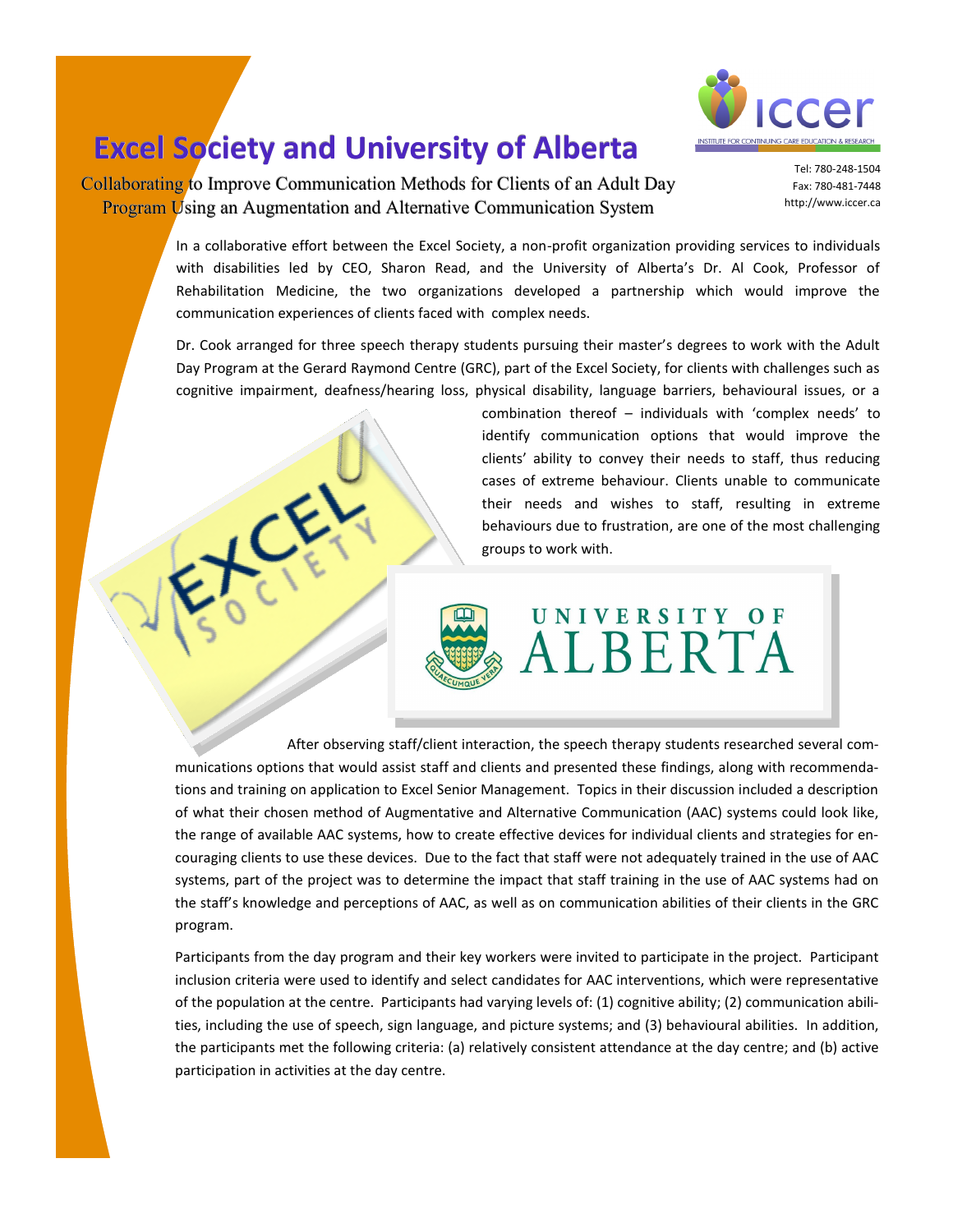# Excel Society and University of Alberta

Collaborating to Improve Communication Methods for Clients of an Adult Day Program Using an Augmentation and Alternative Communication System

Tel: 780-248-1504
Fax: 780-481-7448
http://www.iccer.ca

In a collaborative effort between the Excel Society, a non-profit organization providing services to individuals with disabilities led by CEO, Sharon Read, and the University of Alberta's Dr. Al Cook, Professor of Rehabilitation Medicine, the two organizations developed a partnership which would improve the communication experiences of clients faced with complex needs.

Dr. Cook arranged for three speech therapy students pursuing their master's degrees to work with the Adult Day Program at the Gerard Raymond Centre (GRC), part of the Excel Society, for clients with challenges such as cognitive impairment, deafness/hearing loss, physical disability, language barriers, behavioural issues, or a combination thereof – individuals with 'complex needs' to identify communication options that would improve the clients' ability to convey their needs to staff, thus reducing cases of extreme behaviour. Clients unable to communicate their needs and wishes to staff, resulting in extreme behaviours due to frustration, are one of the most challenging groups to work with.

After observing staff/client interaction, the speech therapy students researched several communications options that would assist staff and clients and presented these findings, along with recommendations and training on application to Excel Senior Management. Topics in their discussion included a description of what their chosen method of Augmentative and Alternative Communication (AAC) systems could look like, the range of available AAC systems, how to create effective devices for individual clients and strategies for encouraging clients to use these devices. Due to the fact that staff were not adequately trained in the use of AAC systems, part of the project was to determine the impact that staff training in the use of AAC systems had on the staff's knowledge and perceptions of AAC, as well as on communication abilities of their clients in the GRC program.

Participants from the day program and their key workers were invited to participate in the project. Participant inclusion criteria were used to identify and select candidates for AAC interventions, which were representative of the population at the centre. Participants had varying levels of: (1) cognitive ability; (2) communication abilities, including the use of speech, sign language, and picture systems; and (3) behavioural abilities. In addition, the participants met the following criteria: (a) relatively consistent attendance at the day centre; and (b) active participation in activities at the day centre.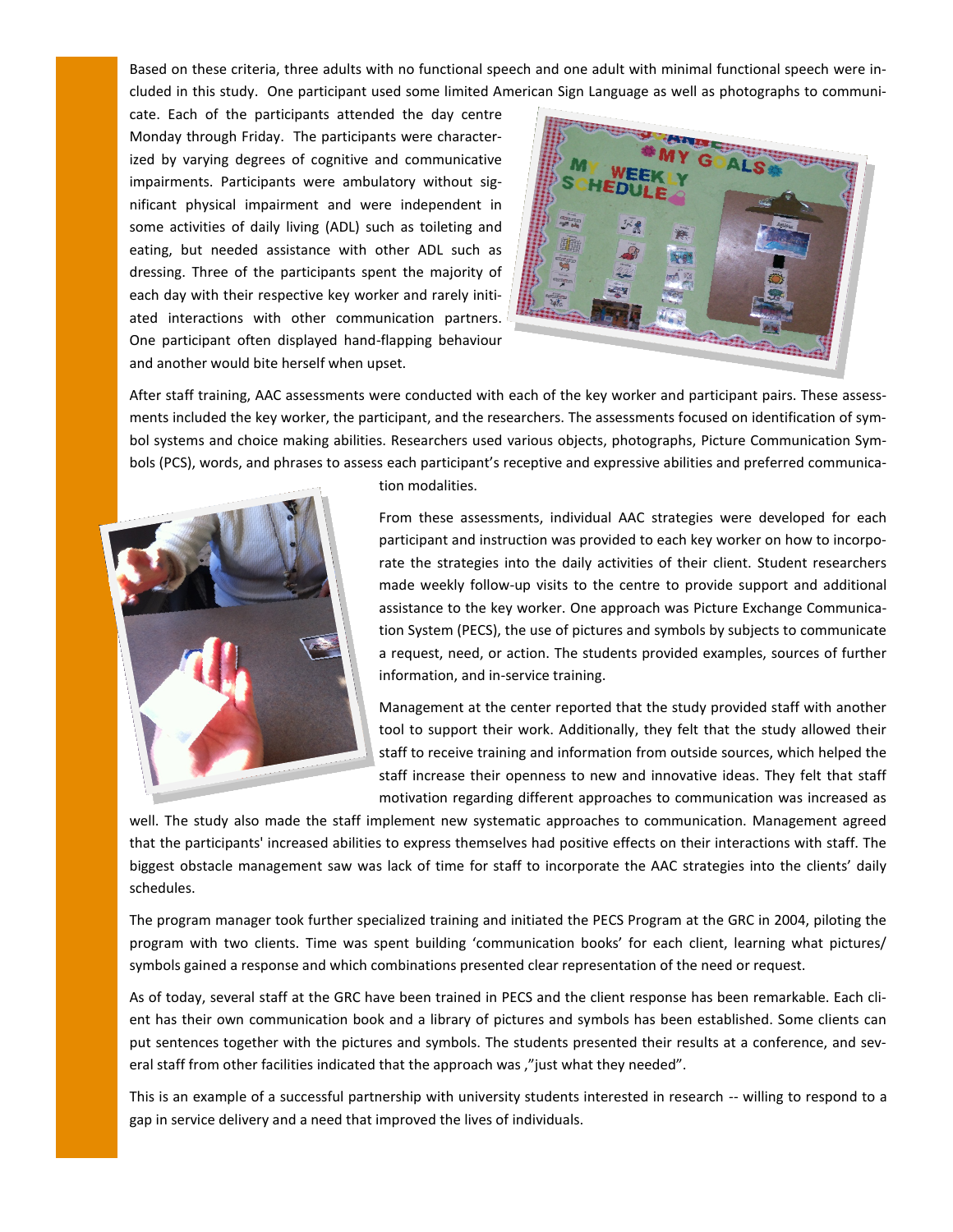Based on these criteria, three adults with no functional speech and one adult with minimal functional speech were included in this study. One participant used some limited American Sign Language as well as photographs to communicate. Each of the participants attended the day centre Monday through Friday. The participants were characterized by varying degrees of cognitive and communicative impairments. Participants were ambulatory without significant physical impairment and were independent in some activities of daily living (ADL) such as toileting and eating, but needed assistance with other ADL such as dressing. Three of the participants spent the majority of each day with their respective key worker and rarely initiated interactions with other communication partners. One participant often displayed hand-flapping behaviour and another would bite herself when upset.

After staff training, AAC assessments were conducted with each of the key worker and participant pairs. These assessments included the key worker, the participant, and the researchers. The assessments focused on identification of symbol systems and choice making abilities. Researchers used various objects, photographs, Picture Communication Symbols (PCS), words, and phrases to assess each participant's receptive and expressive abilities and preferred communication modalities.

From these assessments, individual AAC strategies were developed for each participant and instruction was provided to each key worker on how to incorporate the strategies into the daily activities of their client. Student researchers made weekly follow-up visits to the centre to provide support and additional assistance to the key worker. One approach was Picture Exchange Communication System (PECS), the use of pictures and symbols by subjects to communicate a request, need, or action. The students provided examples, sources of further information, and in-service training.

Management at the center reported that the study provided staff with another tool to support their work. Additionally, they felt that the study allowed their staff to receive training and information from outside sources, which helped the staff increase their openness to new and innovative ideas. They felt that staff motivation regarding different approaches to communication was increased as well. The study also made the staff implement new systematic approaches to communication. Management agreed that the participants' increased abilities to express themselves had positive effects on their interactions with staff. The biggest obstacle management saw was lack of time for staff to incorporate the AAC strategies into the clients' daily schedules.

The program manager took further specialized training and initiated the PECS Program at the GRC in 2004, piloting the program with two clients. Time was spent building 'communication books' for each client, learning what pictures/symbols gained a response and which combinations presented clear representation of the need or request.

As of today, several staff at the GRC have been trained in PECS and the client response has been remarkable. Each client has their own communication book and a library of pictures and symbols has been established. Some clients can put sentences together with the pictures and symbols. The students presented their results at a conference, and several staff from other facilities indicated that the approach was ,"just what they needed".

This is an example of a successful partnership with university students interested in research -- willing to respond to a gap in service delivery and a need that improved the lives of individuals.